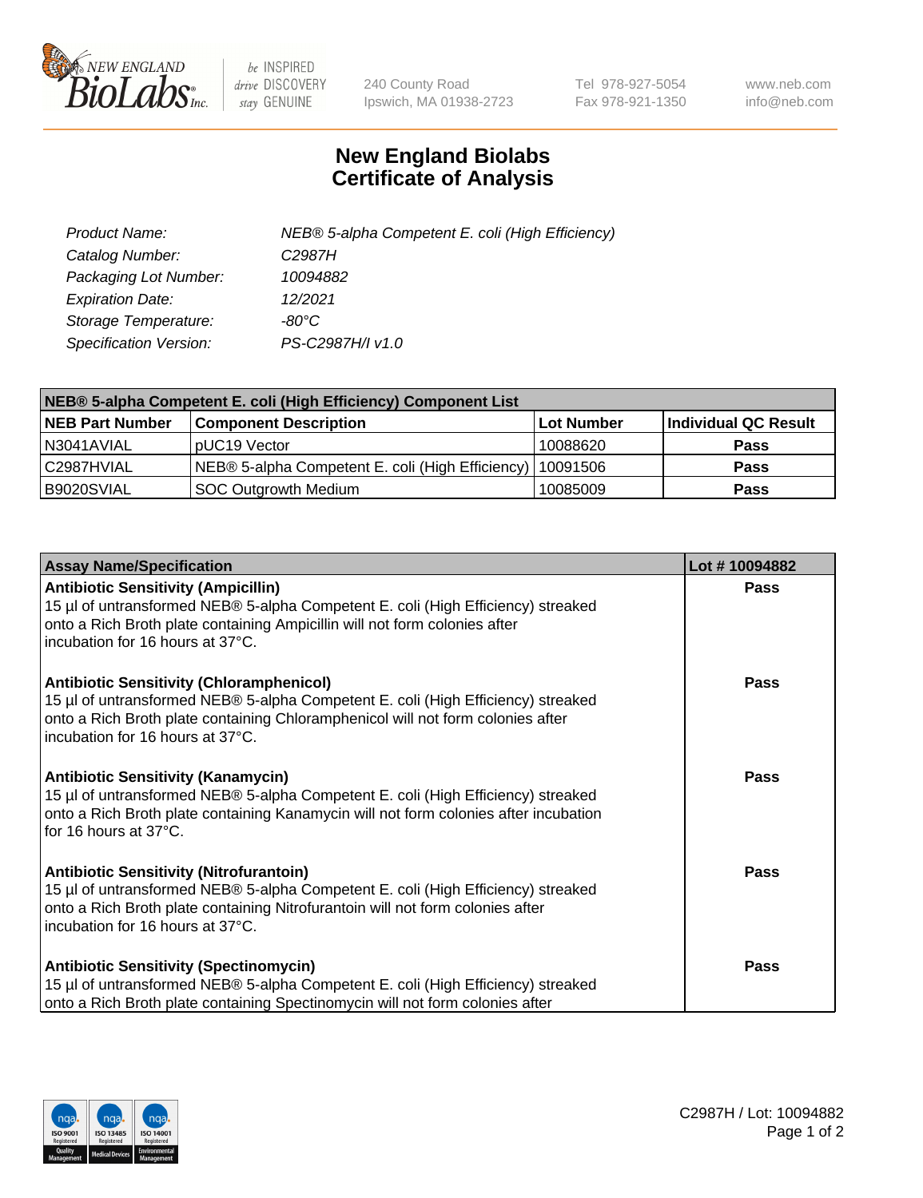# New England Biolabs
# Certificate of Analysis

| | |
|---|---|
| *Product Name:* | *NEB® 5-alpha Competent E. coli (High Efficiency)* |
| *Catalog Number:* | *C2987H* |
| *Packaging Lot Number:* | *10094882* |
| *Expiration Date:* | *12/2021* |
| *Storage Temperature:* | *-80°C* |
| *Specification Version:* | *PS-C2987H/I v1.0* |

| NEB® 5-alpha Competent E. coli (High Efficiency) Component List | | | |
|---|---|---|---|
| **NEB Part Number** | **Component Description** | **Lot Number** | **Individual QC Result** |
| N3041AVIAL | pUC19 Vector | 10088620 | **Pass** |
| C2987HVIAL | NEB® 5-alpha Competent E. coli (High Efficiency) | 10091506 | **Pass** |
| B9020SVIAL | SOC Outgrowth Medium | 10085009 | **Pass** |

| Assay Name/Specification | Lot # 10094882 |
|---|---|
| **Antibiotic Sensitivity (Ampicillin)**<br>15 µl of untransformed NEB® 5-alpha Competent E. coli (High Efficiency) streaked onto a Rich Broth plate containing Ampicillin will not form colonies after incubation for 16 hours at 37°C. | **Pass** |
| **Antibiotic Sensitivity (Chloramphenicol)**<br>15 µl of untransformed NEB® 5-alpha Competent E. coli (High Efficiency) streaked onto a Rich Broth plate containing Chloramphenicol will not form colonies after incubation for 16 hours at 37°C. | **Pass** |
| **Antibiotic Sensitivity (Kanamycin)**<br>15 µl of untransformed NEB® 5-alpha Competent E. coli (High Efficiency) streaked onto a Rich Broth plate containing Kanamycin will not form colonies after incubation for 16 hours at 37°C. | **Pass** |
| **Antibiotic Sensitivity (Nitrofurantoin)**<br>15 µl of untransformed NEB® 5-alpha Competent E. coli (High Efficiency) streaked onto a Rich Broth plate containing Nitrofurantoin will not form colonies after incubation for 16 hours at 37°C. | **Pass** |
| **Antibiotic Sensitivity (Spectinomycin)**<br>15 µl of untransformed NEB® 5-alpha Competent E. coli (High Efficiency) streaked onto a Rich Broth plate containing Spectinomycin will not form colonies after | **Pass** |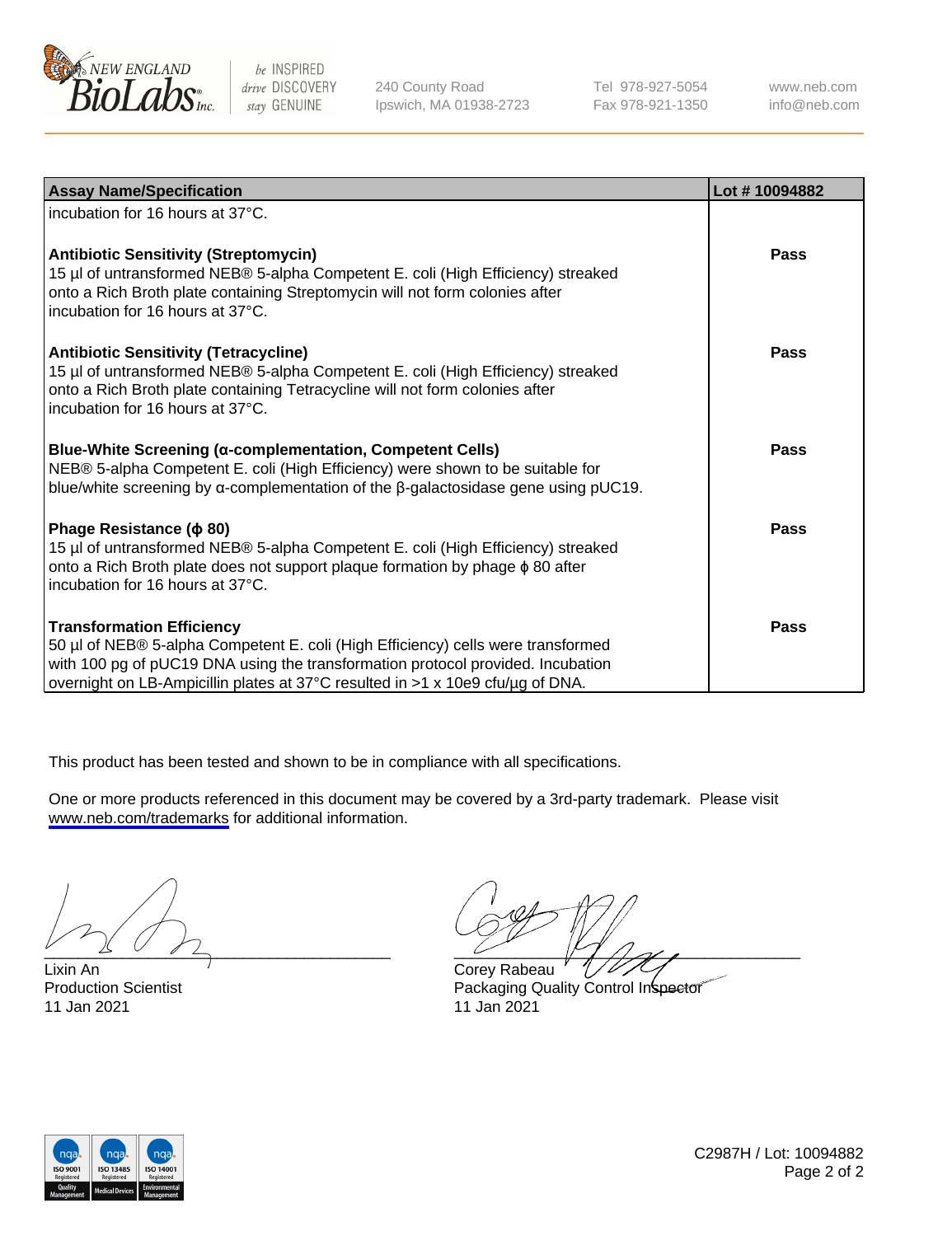| Assay Name/Specification | Lot # 10094882 |
| --- | --- |
| incubation for 16 hours at 37°C. | |
| **Antibiotic Sensitivity (Streptomycin)**<br>15 µl of untransformed NEB® 5-alpha Competent E. coli (High Efficiency) streaked onto a Rich Broth plate containing Streptomycin will not form colonies after incubation for 16 hours at 37°C. | **Pass** |
| **Antibiotic Sensitivity (Tetracycline)**<br>15 µl of untransformed NEB® 5-alpha Competent E. coli (High Efficiency) streaked onto a Rich Broth plate containing Tetracycline will not form colonies after incubation for 16 hours at 37°C. | **Pass** |
| **Blue-White Screening (α-complementation, Competent Cells)**<br>NEB® 5-alpha Competent E. coli (High Efficiency) were shown to be suitable for blue/white screening by α-complementation of the β-galactosidase gene using pUC19. | **Pass** |
| **Phage Resistance (ϕ 80)**<br>15 µl of untransformed NEB® 5-alpha Competent E. coli (High Efficiency) streaked onto a Rich Broth plate does not support plaque formation by phage ϕ 80 after incubation for 16 hours at 37°C. | **Pass** |
| **Transformation Efficiency**<br>50 µl of NEB® 5-alpha Competent E. coli (High Efficiency) cells were transformed with 100 pg of pUC19 DNA using the transformation protocol provided. Incubation overnight on LB-Ampicillin plates at 37°C resulted in >1 x 10e9 cfu/µg of DNA. | **Pass** |

This product has been tested and shown to be in compliance with all specifications.

One or more products referenced in this document may be covered by a 3rd-party trademark. Please visit www.neb.com/trademarks for additional information.

Lixin An
Production Scientist
11 Jan 2021

Corey Rabeau
Packaging Quality Control Inspector
11 Jan 2021

C2987H / Lot: 10094882